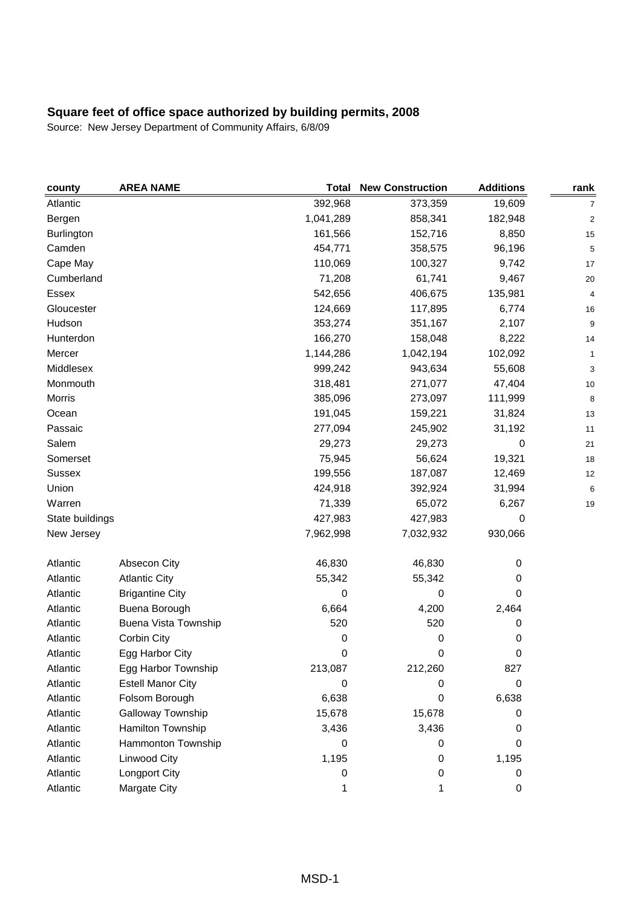# Square feet of office space authorized by building permits, 2008

Source: New Jersey Department of Community Affairs, 6/8/09

| county | AREA NAME | Total | New Construction | Additions | rank |
|---|---|---|---|---|---|
| Atlantic | | 392,968 | 373,359 | 19,609 | 7 |
| Bergen | | 1,041,289 | 858,341 | 182,948 | 2 |
| Burlington | | 161,566 | 152,716 | 8,850 | 15 |
| Camden | | 454,771 | 358,575 | 96,196 | 5 |
| Cape May | | 110,069 | 100,327 | 9,742 | 17 |
| Cumberland | | 71,208 | 61,741 | 9,467 | 20 |
| Essex | | 542,656 | 406,675 | 135,981 | 4 |
| Gloucester | | 124,669 | 117,895 | 6,774 | 16 |
| Hudson | | 353,274 | 351,167 | 2,107 | 9 |
| Hunterdon | | 166,270 | 158,048 | 8,222 | 14 |
| Mercer | | 1,144,286 | 1,042,194 | 102,092 | 1 |
| Middlesex | | 999,242 | 943,634 | 55,608 | 3 |
| Monmouth | | 318,481 | 271,077 | 47,404 | 10 |
| Morris | | 385,096 | 273,097 | 111,999 | 8 |
| Ocean | | 191,045 | 159,221 | 31,824 | 13 |
| Passaic | | 277,094 | 245,902 | 31,192 | 11 |
| Salem | | 29,273 | 29,273 | 0 | 21 |
| Somerset | | 75,945 | 56,624 | 19,321 | 18 |
| Sussex | | 199,556 | 187,087 | 12,469 | 12 |
| Union | | 424,918 | 392,924 | 31,994 | 6 |
| Warren | | 71,339 | 65,072 | 6,267 | 19 |
| State buildings | | 427,983 | 427,983 | 0 | |
| New Jersey | | 7,962,998 | 7,032,932 | 930,066 | |
| | | | | | |
| Atlantic | Absecon City | 46,830 | 46,830 | 0 | |
| Atlantic | Atlantic City | 55,342 | 55,342 | 0 | |
| Atlantic | Brigantine City | 0 | 0 | 0 | |
| Atlantic | Buena Borough | 6,664 | 4,200 | 2,464 | |
| Atlantic | Buena Vista Township | 520 | 520 | 0 | |
| Atlantic | Corbin City | 0 | 0 | 0 | |
| Atlantic | Egg Harbor City | 0 | 0 | 0 | |
| Atlantic | Egg Harbor Township | 213,087 | 212,260 | 827 | |
| Atlantic | Estell Manor City | 0 | 0 | 0 | |
| Atlantic | Folsom Borough | 6,638 | 0 | 6,638 | |
| Atlantic | Galloway Township | 15,678 | 15,678 | 0 | |
| Atlantic | Hamilton Township | 3,436 | 3,436 | 0 | |
| Atlantic | Hammonton Township | 0 | 0 | 0 | |
| Atlantic | Linwood City | 1,195 | 0 | 1,195 | |
| Atlantic | Longport City | 0 | 0 | 0 | |
| Atlantic | Margate City | 1 | 1 | 0 | |

MSD-1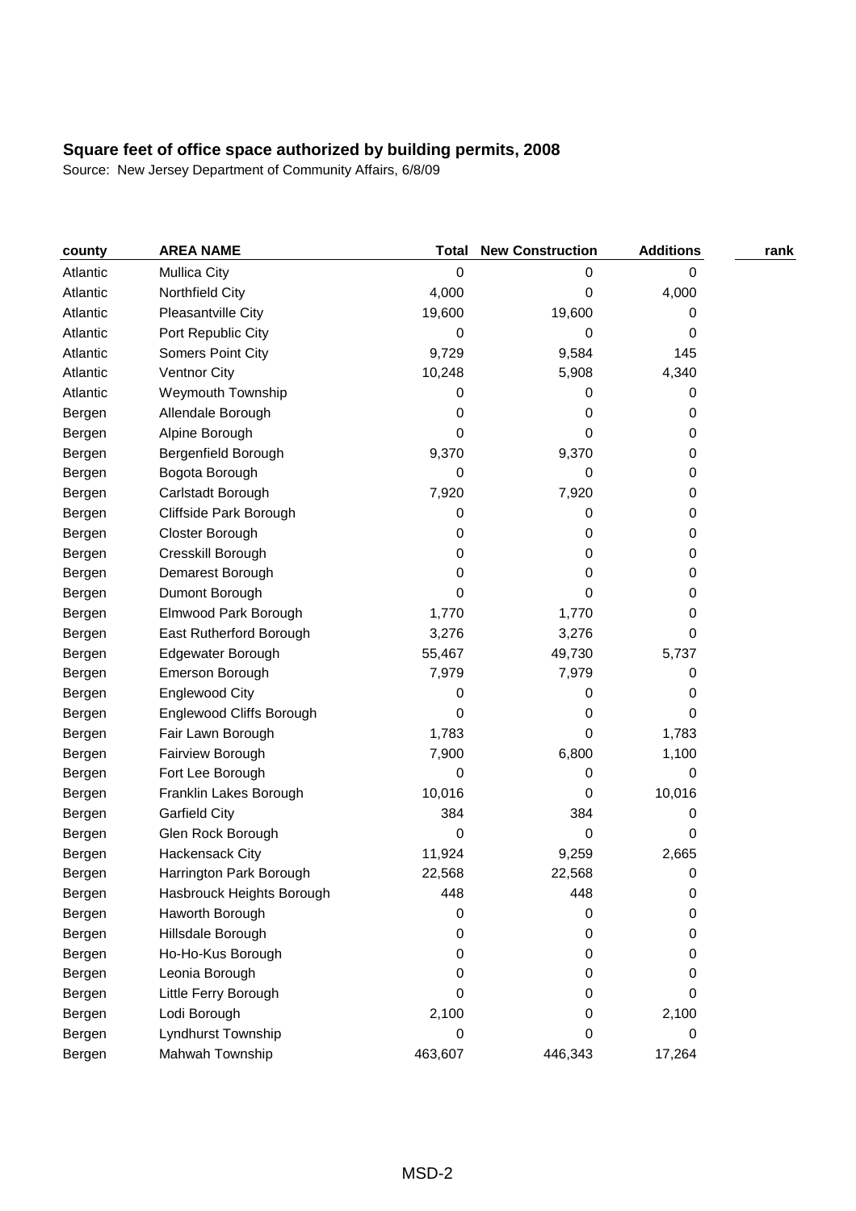## Square feet of office space authorized by building permits, 2008

Source: New Jersey Department of Community Affairs, 6/8/09

| county | AREA NAME | Total | New Construction | Additions | rank |
|---|---|---|---|---|---|
| Atlantic | Mullica City | 0 | 0 | 0 | |
| Atlantic | Northfield City | 4,000 | 0 | 4,000 | |
| Atlantic | Pleasantville City | 19,600 | 19,600 | 0 | |
| Atlantic | Port Republic City | 0 | 0 | 0 | |
| Atlantic | Somers Point City | 9,729 | 9,584 | 145 | |
| Atlantic | Ventnor City | 10,248 | 5,908 | 4,340 | |
| Atlantic | Weymouth Township | 0 | 0 | 0 | |
| Bergen | Allendale Borough | 0 | 0 | 0 | |
| Bergen | Alpine Borough | 0 | 0 | 0 | |
| Bergen | Bergenfield Borough | 9,370 | 9,370 | 0 | |
| Bergen | Bogota Borough | 0 | 0 | 0 | |
| Bergen | Carlstadt Borough | 7,920 | 7,920 | 0 | |
| Bergen | Cliffside Park Borough | 0 | 0 | 0 | |
| Bergen | Closter Borough | 0 | 0 | 0 | |
| Bergen | Cresskill Borough | 0 | 0 | 0 | |
| Bergen | Demarest Borough | 0 | 0 | 0 | |
| Bergen | Dumont Borough | 0 | 0 | 0 | |
| Bergen | Elmwood Park Borough | 1,770 | 1,770 | 0 | |
| Bergen | East Rutherford Borough | 3,276 | 3,276 | 0 | |
| Bergen | Edgewater Borough | 55,467 | 49,730 | 5,737 | |
| Bergen | Emerson Borough | 7,979 | 7,979 | 0 | |
| Bergen | Englewood City | 0 | 0 | 0 | |
| Bergen | Englewood Cliffs Borough | 0 | 0 | 0 | |
| Bergen | Fair Lawn Borough | 1,783 | 0 | 1,783 | |
| Bergen | Fairview Borough | 7,900 | 6,800 | 1,100 | |
| Bergen | Fort Lee Borough | 0 | 0 | 0 | |
| Bergen | Franklin Lakes Borough | 10,016 | 0 | 10,016 | |
| Bergen | Garfield City | 384 | 384 | 0 | |
| Bergen | Glen Rock Borough | 0 | 0 | 0 | |
| Bergen | Hackensack City | 11,924 | 9,259 | 2,665 | |
| Bergen | Harrington Park Borough | 22,568 | 22,568 | 0 | |
| Bergen | Hasbrouck Heights Borough | 448 | 448 | 0 | |
| Bergen | Haworth Borough | 0 | 0 | 0 | |
| Bergen | Hillsdale Borough | 0 | 0 | 0 | |
| Bergen | Ho-Ho-Kus Borough | 0 | 0 | 0 | |
| Bergen | Leonia Borough | 0 | 0 | 0 | |
| Bergen | Little Ferry Borough | 0 | 0 | 0 | |
| Bergen | Lodi Borough | 2,100 | 0 | 2,100 | |
| Bergen | Lyndhurst Township | 0 | 0 | 0 | |
| Bergen | Mahwah Township | 463,607 | 446,343 | 17,264 | |

MSD-2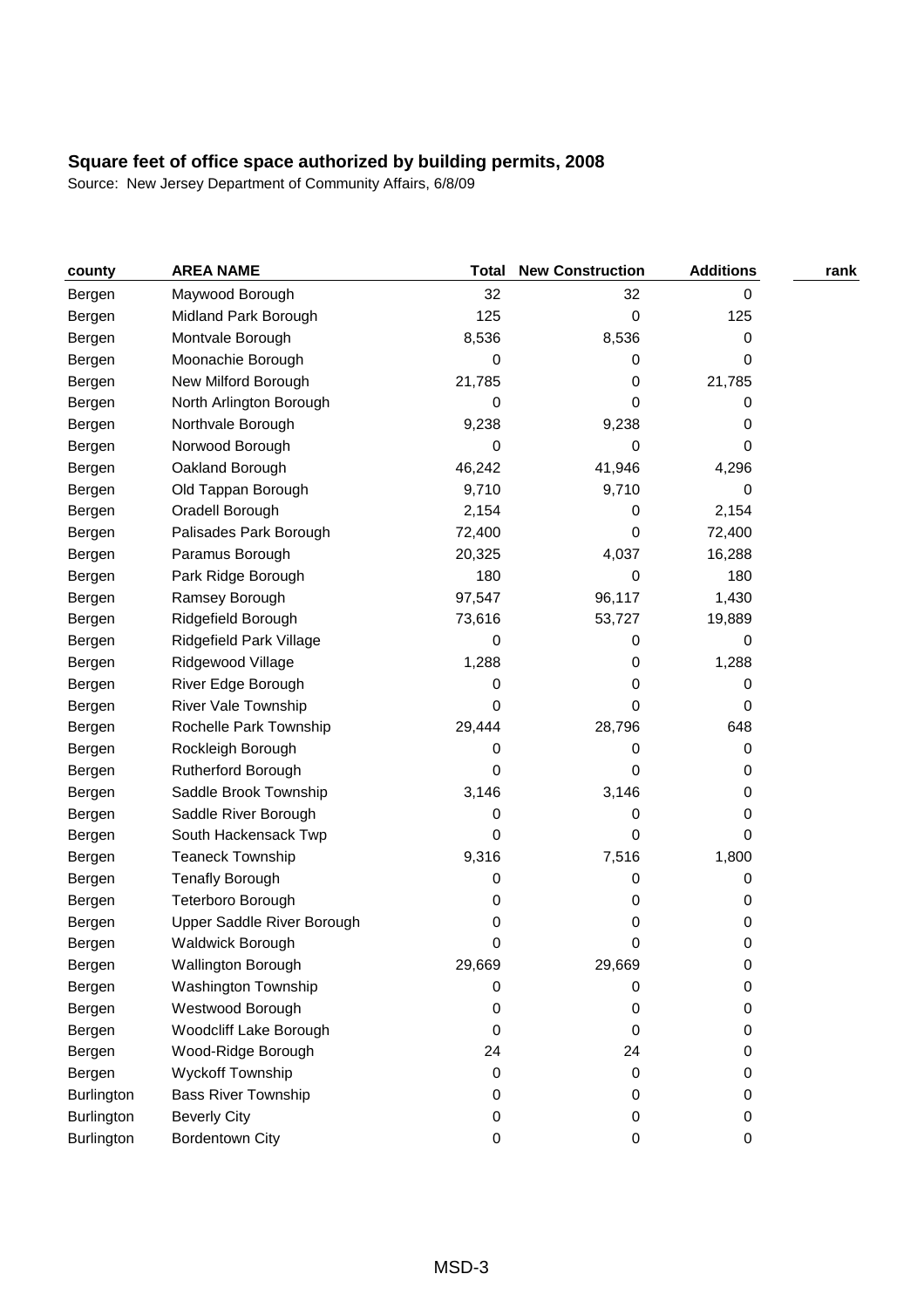**Square feet of office space authorized by building permits, 2008**

Source: New Jersey Department of Community Affairs, 6/8/09

| county | AREA NAME | Total | New Construction | Additions | rank |
|---|---|---|---|---|---|
| Bergen | Maywood Borough | 32 | 32 | 0 | |
| Bergen | Midland Park Borough | 125 | 0 | 125 | |
| Bergen | Montvale Borough | 8,536 | 8,536 | 0 | |
| Bergen | Moonachie Borough | 0 | 0 | 0 | |
| Bergen | New Milford Borough | 21,785 | 0 | 21,785 | |
| Bergen | North Arlington Borough | 0 | 0 | 0 | |
| Bergen | Northvale Borough | 9,238 | 9,238 | 0 | |
| Bergen | Norwood Borough | 0 | 0 | 0 | |
| Bergen | Oakland Borough | 46,242 | 41,946 | 4,296 | |
| Bergen | Old Tappan Borough | 9,710 | 9,710 | 0 | |
| Bergen | Oradell Borough | 2,154 | 0 | 2,154 | |
| Bergen | Palisades Park Borough | 72,400 | 0 | 72,400 | |
| Bergen | Paramus Borough | 20,325 | 4,037 | 16,288 | |
| Bergen | Park Ridge Borough | 180 | 0 | 180 | |
| Bergen | Ramsey Borough | 97,547 | 96,117 | 1,430 | |
| Bergen | Ridgefield Borough | 73,616 | 53,727 | 19,889 | |
| Bergen | Ridgefield Park Village | 0 | 0 | 0 | |
| Bergen | Ridgewood Village | 1,288 | 0 | 1,288 | |
| Bergen | River Edge Borough | 0 | 0 | 0 | |
| Bergen | River Vale Township | 0 | 0 | 0 | |
| Bergen | Rochelle Park Township | 29,444 | 28,796 | 648 | |
| Bergen | Rockleigh Borough | 0 | 0 | 0 | |
| Bergen | Rutherford Borough | 0 | 0 | 0 | |
| Bergen | Saddle Brook Township | 3,146 | 3,146 | 0 | |
| Bergen | Saddle River Borough | 0 | 0 | 0 | |
| Bergen | South Hackensack Twp | 0 | 0 | 0 | |
| Bergen | Teaneck Township | 9,316 | 7,516 | 1,800 | |
| Bergen | Tenafly Borough | 0 | 0 | 0 | |
| Bergen | Teterboro Borough | 0 | 0 | 0 | |
| Bergen | Upper Saddle River Borough | 0 | 0 | 0 | |
| Bergen | Waldwick Borough | 0 | 0 | 0 | |
| Bergen | Wallington Borough | 29,669 | 29,669 | 0 | |
| Bergen | Washington Township | 0 | 0 | 0 | |
| Bergen | Westwood Borough | 0 | 0 | 0 | |
| Bergen | Woodcliff Lake Borough | 0 | 0 | 0 | |
| Bergen | Wood-Ridge Borough | 24 | 24 | 0 | |
| Bergen | Wyckoff Township | 0 | 0 | 0 | |
| Burlington | Bass River Township | 0 | 0 | 0 | |
| Burlington | Beverly City | 0 | 0 | 0 | |
| Burlington | Bordentown City | 0 | 0 | 0 | |

MSD-3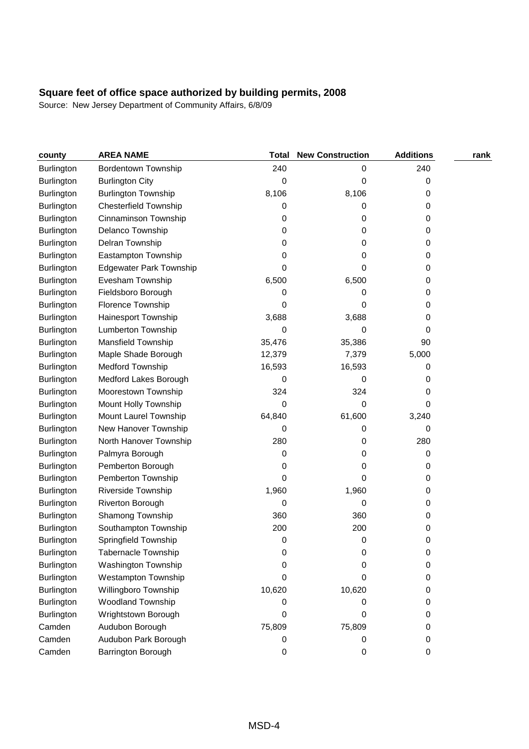## Square feet of office space authorized by building permits, 2008

Source: New Jersey Department of Community Affairs, 6/8/09

| county | AREA NAME | Total | New Construction | Additions | rank |
|---|---|---|---|---|---|
| Burlington | Bordentown Township | 240 | 0 | 240 | |
| Burlington | Burlington City | 0 | 0 | 0 | |
| Burlington | Burlington Township | 8,106 | 8,106 | 0 | |
| Burlington | Chesterfield Township | 0 | 0 | 0 | |
| Burlington | Cinnaminson Township | 0 | 0 | 0 | |
| Burlington | Delanco Township | 0 | 0 | 0 | |
| Burlington | Delran Township | 0 | 0 | 0 | |
| Burlington | Eastampton Township | 0 | 0 | 0 | |
| Burlington | Edgewater Park Township | 0 | 0 | 0 | |
| Burlington | Evesham Township | 6,500 | 6,500 | 0 | |
| Burlington | Fieldsboro Borough | 0 | 0 | 0 | |
| Burlington | Florence Township | 0 | 0 | 0 | |
| Burlington | Hainesport Township | 3,688 | 3,688 | 0 | |
| Burlington | Lumberton Township | 0 | 0 | 0 | |
| Burlington | Mansfield Township | 35,476 | 35,386 | 90 | |
| Burlington | Maple Shade Borough | 12,379 | 7,379 | 5,000 | |
| Burlington | Medford Township | 16,593 | 16,593 | 0 | |
| Burlington | Medford Lakes Borough | 0 | 0 | 0 | |
| Burlington | Moorestown Township | 324 | 324 | 0 | |
| Burlington | Mount Holly Township | 0 | 0 | 0 | |
| Burlington | Mount Laurel Township | 64,840 | 61,600 | 3,240 | |
| Burlington | New Hanover Township | 0 | 0 | 0 | |
| Burlington | North Hanover Township | 280 | 0 | 280 | |
| Burlington | Palmyra Borough | 0 | 0 | 0 | |
| Burlington | Pemberton Borough | 0 | 0 | 0 | |
| Burlington | Pemberton Township | 0 | 0 | 0 | |
| Burlington | Riverside Township | 1,960 | 1,960 | 0 | |
| Burlington | Riverton Borough | 0 | 0 | 0 | |
| Burlington | Shamong Township | 360 | 360 | 0 | |
| Burlington | Southampton Township | 200 | 200 | 0 | |
| Burlington | Springfield Township | 0 | 0 | 0 | |
| Burlington | Tabernacle Township | 0 | 0 | 0 | |
| Burlington | Washington Township | 0 | 0 | 0 | |
| Burlington | Westampton Township | 0 | 0 | 0 | |
| Burlington | Willingboro Township | 10,620 | 10,620 | 0 | |
| Burlington | Woodland Township | 0 | 0 | 0 | |
| Burlington | Wrightstown Borough | 0 | 0 | 0 | |
| Camden | Audubon Borough | 75,809 | 75,809 | 0 | |
| Camden | Audubon Park Borough | 0 | 0 | 0 | |
| Camden | Barrington Borough | 0 | 0 | 0 | |

MSD-4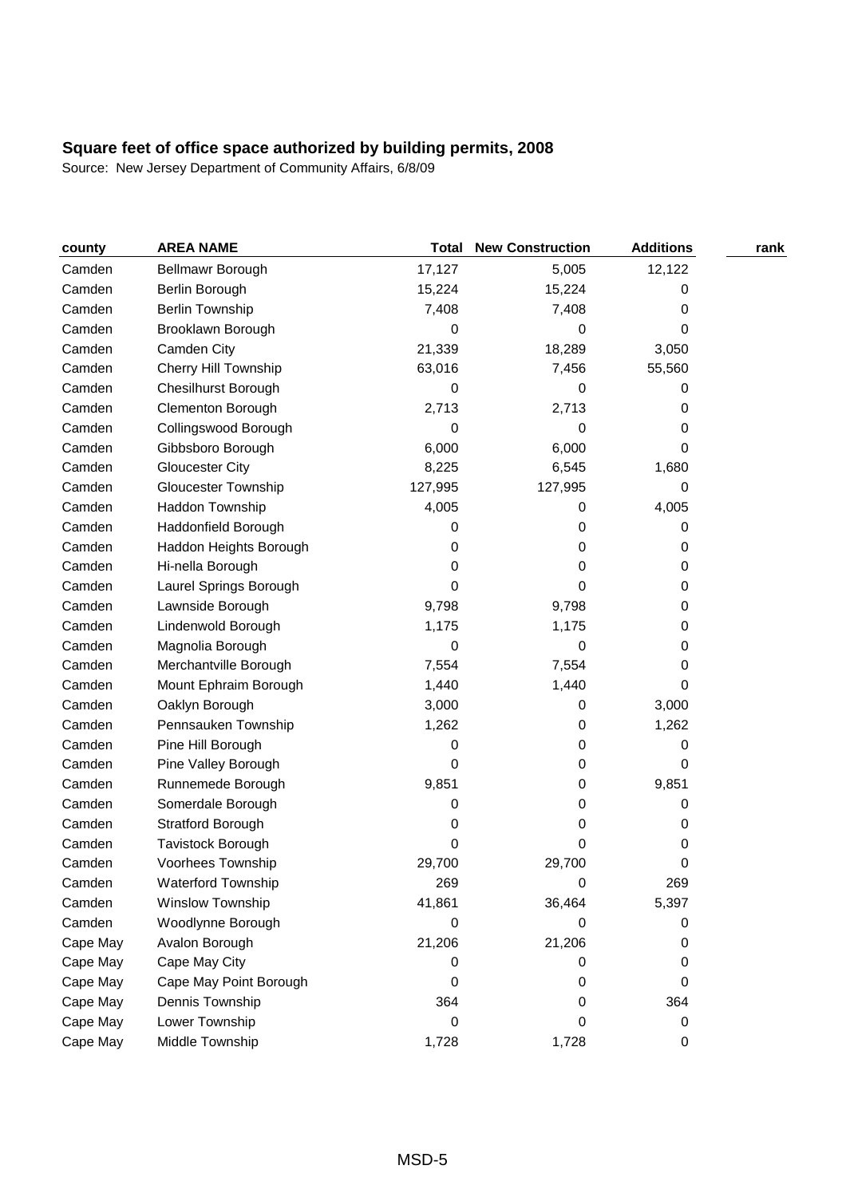**Square feet of office space authorized by building permits, 2008**

Source: New Jersey Department of Community Affairs, 6/8/09

| county | AREA NAME | Total | New Construction | Additions | rank |
|---|---|---|---|---|---|
| Camden | Bellmawr Borough | 17,127 | 5,005 | 12,122 | |
| Camden | Berlin Borough | 15,224 | 15,224 | 0 | |
| Camden | Berlin Township | 7,408 | 7,408 | 0 | |
| Camden | Brooklawn Borough | 0 | 0 | 0 | |
| Camden | Camden City | 21,339 | 18,289 | 3,050 | |
| Camden | Cherry Hill Township | 63,016 | 7,456 | 55,560 | |
| Camden | Chesilhurst Borough | 0 | 0 | 0 | |
| Camden | Clementon Borough | 2,713 | 2,713 | 0 | |
| Camden | Collingswood Borough | 0 | 0 | 0 | |
| Camden | Gibbsboro Borough | 6,000 | 6,000 | 0 | |
| Camden | Gloucester City | 8,225 | 6,545 | 1,680 | |
| Camden | Gloucester Township | 127,995 | 127,995 | 0 | |
| Camden | Haddon Township | 4,005 | 0 | 4,005 | |
| Camden | Haddonfield Borough | 0 | 0 | 0 | |
| Camden | Haddon Heights Borough | 0 | 0 | 0 | |
| Camden | Hi-nella Borough | 0 | 0 | 0 | |
| Camden | Laurel Springs Borough | 0 | 0 | 0 | |
| Camden | Lawnside Borough | 9,798 | 9,798 | 0 | |
| Camden | Lindenwold Borough | 1,175 | 1,175 | 0 | |
| Camden | Magnolia Borough | 0 | 0 | 0 | |
| Camden | Merchantville Borough | 7,554 | 7,554 | 0 | |
| Camden | Mount Ephraim Borough | 1,440 | 1,440 | 0 | |
| Camden | Oaklyn Borough | 3,000 | 0 | 3,000 | |
| Camden | Pennsauken Township | 1,262 | 0 | 1,262 | |
| Camden | Pine Hill Borough | 0 | 0 | 0 | |
| Camden | Pine Valley Borough | 0 | 0 | 0 | |
| Camden | Runnemede Borough | 9,851 | 0 | 9,851 | |
| Camden | Somerdale Borough | 0 | 0 | 0 | |
| Camden | Stratford Borough | 0 | 0 | 0 | |
| Camden | Tavistock Borough | 0 | 0 | 0 | |
| Camden | Voorhees Township | 29,700 | 29,700 | 0 | |
| Camden | Waterford Township | 269 | 0 | 269 | |
| Camden | Winslow Township | 41,861 | 36,464 | 5,397 | |
| Camden | Woodlynne Borough | 0 | 0 | 0 | |
| Cape May | Avalon Borough | 21,206 | 21,206 | 0 | |
| Cape May | Cape May City | 0 | 0 | 0 | |
| Cape May | Cape May Point Borough | 0 | 0 | 0 | |
| Cape May | Dennis Township | 364 | 0 | 364 | |
| Cape May | Lower Township | 0 | 0 | 0 | |
| Cape May | Middle Township | 1,728 | 1,728 | 0 | |

MSD-5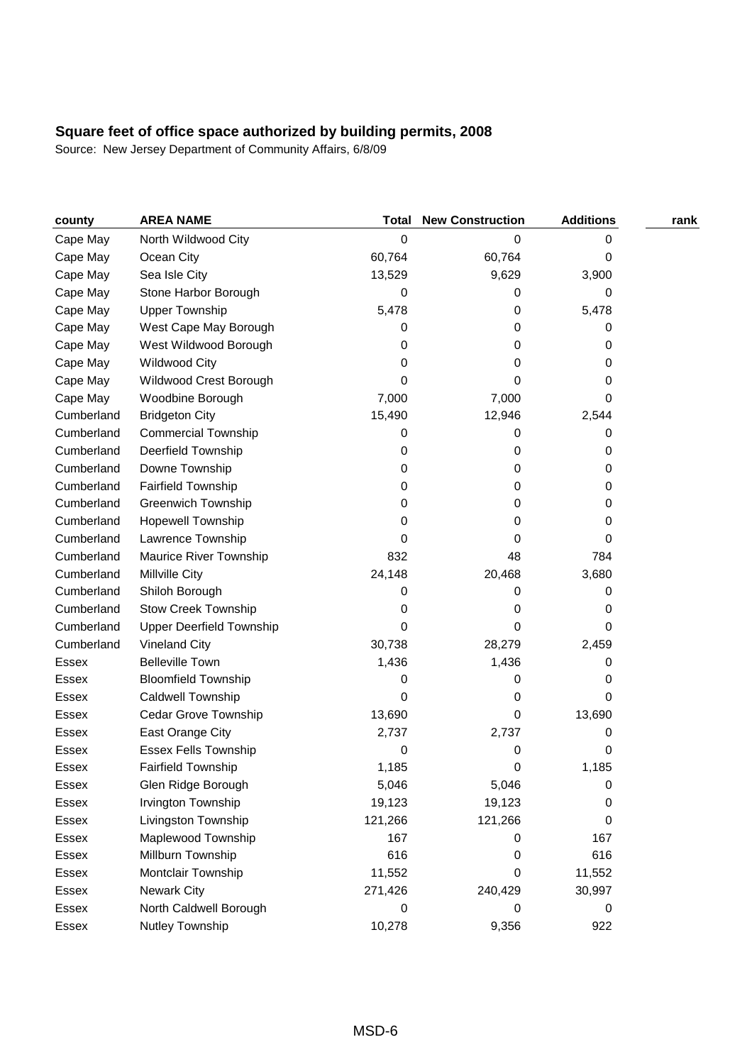## Square feet of office space authorized by building permits, 2008

Source: New Jersey Department of Community Affairs, 6/8/09

| county | AREA NAME | Total | New Construction | Additions | rank |
|---|---|---|---|---|---|
| Cape May | North Wildwood City | 0 | 0 | 0 | |
| Cape May | Ocean City | 60,764 | 60,764 | 0 | |
| Cape May | Sea Isle City | 13,529 | 9,629 | 3,900 | |
| Cape May | Stone Harbor Borough | 0 | 0 | 0 | |
| Cape May | Upper Township | 5,478 | 0 | 5,478 | |
| Cape May | West Cape May Borough | 0 | 0 | 0 | |
| Cape May | West Wildwood Borough | 0 | 0 | 0 | |
| Cape May | Wildwood City | 0 | 0 | 0 | |
| Cape May | Wildwood Crest Borough | 0 | 0 | 0 | |
| Cape May | Woodbine Borough | 7,000 | 7,000 | 0 | |
| Cumberland | Bridgeton City | 15,490 | 12,946 | 2,544 | |
| Cumberland | Commercial Township | 0 | 0 | 0 | |
| Cumberland | Deerfield Township | 0 | 0 | 0 | |
| Cumberland | Downe Township | 0 | 0 | 0 | |
| Cumberland | Fairfield Township | 0 | 0 | 0 | |
| Cumberland | Greenwich Township | 0 | 0 | 0 | |
| Cumberland | Hopewell Township | 0 | 0 | 0 | |
| Cumberland | Lawrence Township | 0 | 0 | 0 | |
| Cumberland | Maurice River Township | 832 | 48 | 784 | |
| Cumberland | Millville City | 24,148 | 20,468 | 3,680 | |
| Cumberland | Shiloh Borough | 0 | 0 | 0 | |
| Cumberland | Stow Creek Township | 0 | 0 | 0 | |
| Cumberland | Upper Deerfield Township | 0 | 0 | 0 | |
| Cumberland | Vineland City | 30,738 | 28,279 | 2,459 | |
| Essex | Belleville Town | 1,436 | 1,436 | 0 | |
| Essex | Bloomfield Township | 0 | 0 | 0 | |
| Essex | Caldwell Township | 0 | 0 | 0 | |
| Essex | Cedar Grove Township | 13,690 | 0 | 13,690 | |
| Essex | East Orange City | 2,737 | 2,737 | 0 | |
| Essex | Essex Fells Township | 0 | 0 | 0 | |
| Essex | Fairfield Township | 1,185 | 0 | 1,185 | |
| Essex | Glen Ridge Borough | 5,046 | 5,046 | 0 | |
| Essex | Irvington Township | 19,123 | 19,123 | 0 | |
| Essex | Livingston Township | 121,266 | 121,266 | 0 | |
| Essex | Maplewood Township | 167 | 0 | 167 | |
| Essex | Millburn Township | 616 | 0 | 616 | |
| Essex | Montclair Township | 11,552 | 0 | 11,552 | |
| Essex | Newark City | 271,426 | 240,429 | 30,997 | |
| Essex | North Caldwell Borough | 0 | 0 | 0 | |
| Essex | Nutley Township | 10,278 | 9,356 | 922 | |

MSD-6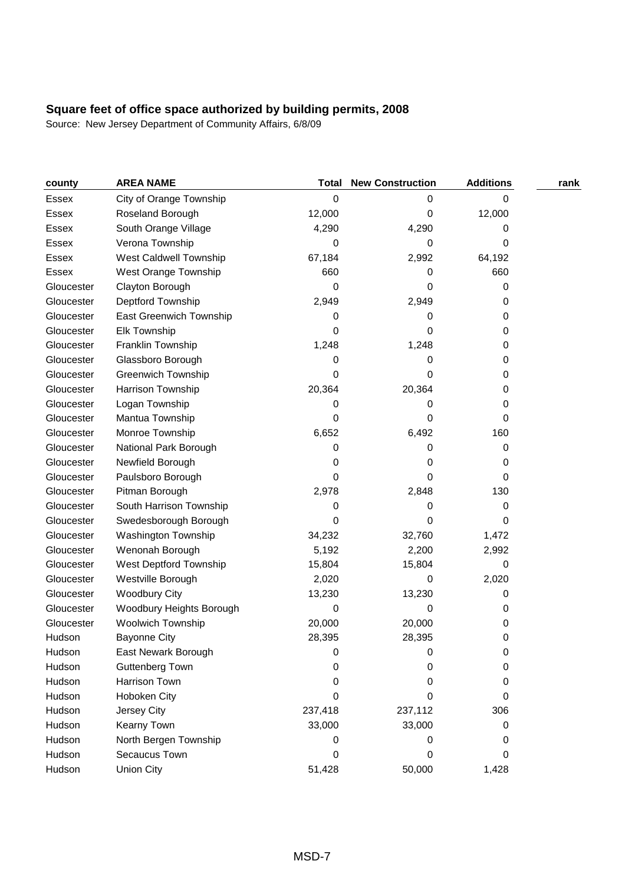**Square feet of office space authorized by building permits, 2008**

Source: New Jersey Department of Community Affairs, 6/8/09

| county | AREA NAME | Total | New Construction | Additions | rank |
|---|---|---|---|---|---|
| Essex | City of Orange Township | 0 | 0 | 0 | |
| Essex | Roseland Borough | 12,000 | 0 | 12,000 | |
| Essex | South Orange Village | 4,290 | 4,290 | 0 | |
| Essex | Verona Township | 0 | 0 | 0 | |
| Essex | West Caldwell Township | 67,184 | 2,992 | 64,192 | |
| Essex | West Orange Township | 660 | 0 | 660 | |
| Gloucester | Clayton Borough | 0 | 0 | 0 | |
| Gloucester | Deptford Township | 2,949 | 2,949 | 0 | |
| Gloucester | East Greenwich Township | 0 | 0 | 0 | |
| Gloucester | Elk Township | 0 | 0 | 0 | |
| Gloucester | Franklin Township | 1,248 | 1,248 | 0 | |
| Gloucester | Glassboro Borough | 0 | 0 | 0 | |
| Gloucester | Greenwich Township | 0 | 0 | 0 | |
| Gloucester | Harrison Township | 20,364 | 20,364 | 0 | |
| Gloucester | Logan Township | 0 | 0 | 0 | |
| Gloucester | Mantua Township | 0 | 0 | 0 | |
| Gloucester | Monroe Township | 6,652 | 6,492 | 160 | |
| Gloucester | National Park Borough | 0 | 0 | 0 | |
| Gloucester | Newfield Borough | 0 | 0 | 0 | |
| Gloucester | Paulsboro Borough | 0 | 0 | 0 | |
| Gloucester | Pitman Borough | 2,978 | 2,848 | 130 | |
| Gloucester | South Harrison Township | 0 | 0 | 0 | |
| Gloucester | Swedesborough Borough | 0 | 0 | 0 | |
| Gloucester | Washington Township | 34,232 | 32,760 | 1,472 | |
| Gloucester | Wenonah Borough | 5,192 | 2,200 | 2,992 | |
| Gloucester | West Deptford Township | 15,804 | 15,804 | 0 | |
| Gloucester | Westville Borough | 2,020 | 0 | 2,020 | |
| Gloucester | Woodbury City | 13,230 | 13,230 | 0 | |
| Gloucester | Woodbury Heights Borough | 0 | 0 | 0 | |
| Gloucester | Woolwich Township | 20,000 | 20,000 | 0 | |
| Hudson | Bayonne City | 28,395 | 28,395 | 0 | |
| Hudson | East Newark Borough | 0 | 0 | 0 | |
| Hudson | Guttenberg Town | 0 | 0 | 0 | |
| Hudson | Harrison Town | 0 | 0 | 0 | |
| Hudson | Hoboken City | 0 | 0 | 0 | |
| Hudson | Jersey City | 237,418 | 237,112 | 306 | |
| Hudson | Kearny Town | 33,000 | 33,000 | 0 | |
| Hudson | North Bergen Township | 0 | 0 | 0 | |
| Hudson | Secaucus Town | 0 | 0 | 0 | |
| Hudson | Union City | 51,428 | 50,000 | 1,428 | |

MSD-7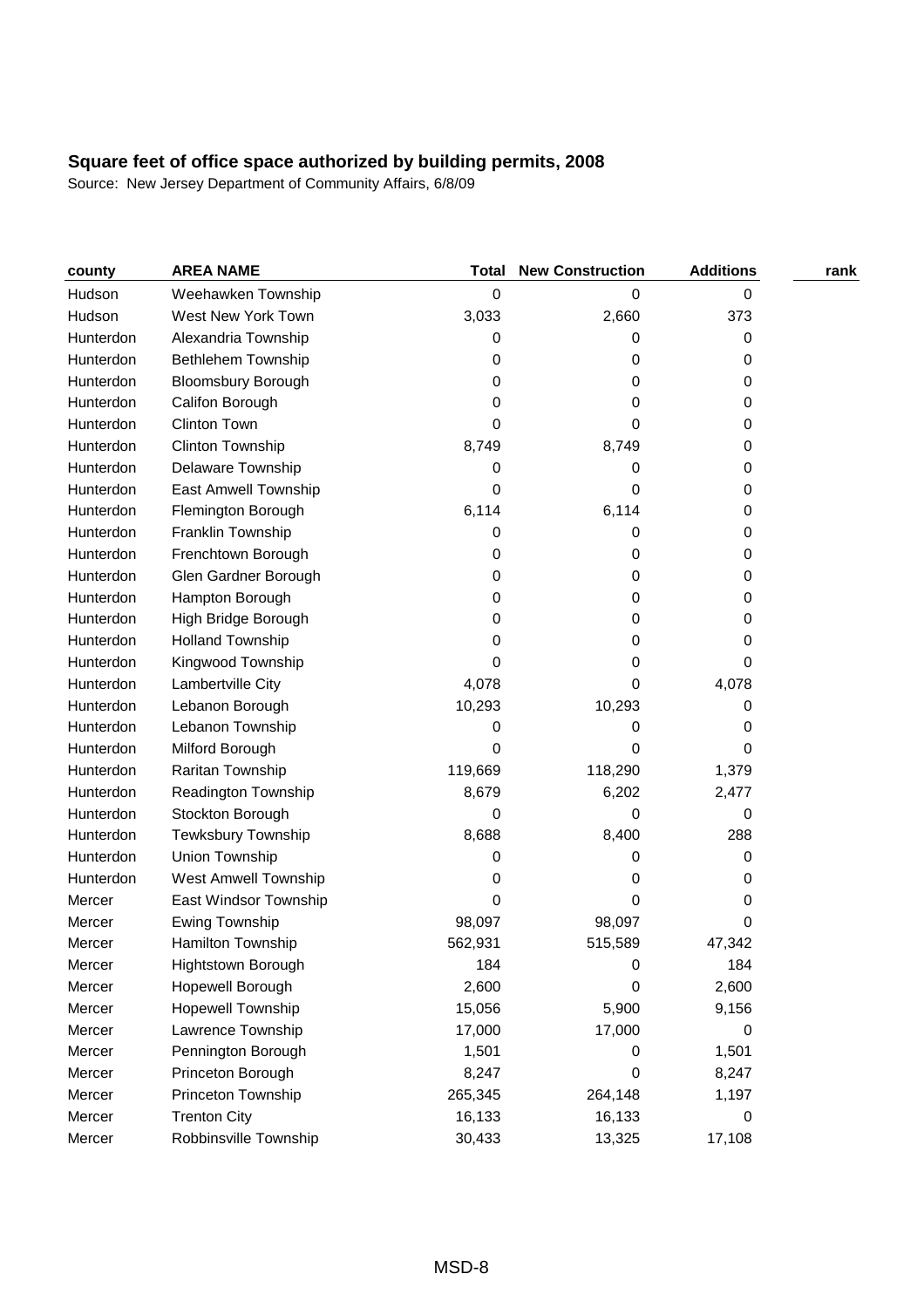**Square feet of office space authorized by building permits, 2008**

Source: New Jersey Department of Community Affairs, 6/8/09

| county | AREA NAME | Total | New Construction | Additions | rank |
|---|---|---|---|---|---|
| Hudson | Weehawken Township | 0 | 0 | 0 | |
| Hudson | West New York Town | 3,033 | 2,660 | 373 | |
| Hunterdon | Alexandria Township | 0 | 0 | 0 | |
| Hunterdon | Bethlehem Township | 0 | 0 | 0 | |
| Hunterdon | Bloomsbury Borough | 0 | 0 | 0 | |
| Hunterdon | Califon Borough | 0 | 0 | 0 | |
| Hunterdon | Clinton Town | 0 | 0 | 0 | |
| Hunterdon | Clinton Township | 8,749 | 8,749 | 0 | |
| Hunterdon | Delaware Township | 0 | 0 | 0 | |
| Hunterdon | East Amwell Township | 0 | 0 | 0 | |
| Hunterdon | Flemington Borough | 6,114 | 6,114 | 0 | |
| Hunterdon | Franklin Township | 0 | 0 | 0 | |
| Hunterdon | Frenchtown Borough | 0 | 0 | 0 | |
| Hunterdon | Glen Gardner Borough | 0 | 0 | 0 | |
| Hunterdon | Hampton Borough | 0 | 0 | 0 | |
| Hunterdon | High Bridge Borough | 0 | 0 | 0 | |
| Hunterdon | Holland Township | 0 | 0 | 0 | |
| Hunterdon | Kingwood Township | 0 | 0 | 0 | |
| Hunterdon | Lambertville City | 4,078 | 0 | 4,078 | |
| Hunterdon | Lebanon Borough | 10,293 | 10,293 | 0 | |
| Hunterdon | Lebanon Township | 0 | 0 | 0 | |
| Hunterdon | Milford Borough | 0 | 0 | 0 | |
| Hunterdon | Raritan Township | 119,669 | 118,290 | 1,379 | |
| Hunterdon | Readington Township | 8,679 | 6,202 | 2,477 | |
| Hunterdon | Stockton Borough | 0 | 0 | 0 | |
| Hunterdon | Tewksbury Township | 8,688 | 8,400 | 288 | |
| Hunterdon | Union Township | 0 | 0 | 0 | |
| Hunterdon | West Amwell Township | 0 | 0 | 0 | |
| Mercer | East Windsor Township | 0 | 0 | 0 | |
| Mercer | Ewing Township | 98,097 | 98,097 | 0 | |
| Mercer | Hamilton Township | 562,931 | 515,589 | 47,342 | |
| Mercer | Hightstown Borough | 184 | 0 | 184 | |
| Mercer | Hopewell Borough | 2,600 | 0 | 2,600 | |
| Mercer | Hopewell Township | 15,056 | 5,900 | 9,156 | |
| Mercer | Lawrence Township | 17,000 | 17,000 | 0 | |
| Mercer | Pennington Borough | 1,501 | 0 | 1,501 | |
| Mercer | Princeton Borough | 8,247 | 0 | 8,247 | |
| Mercer | Princeton Township | 265,345 | 264,148 | 1,197 | |
| Mercer | Trenton City | 16,133 | 16,133 | 0 | |
| Mercer | Robbinsville Township | 30,433 | 13,325 | 17,108 | |

MSD-8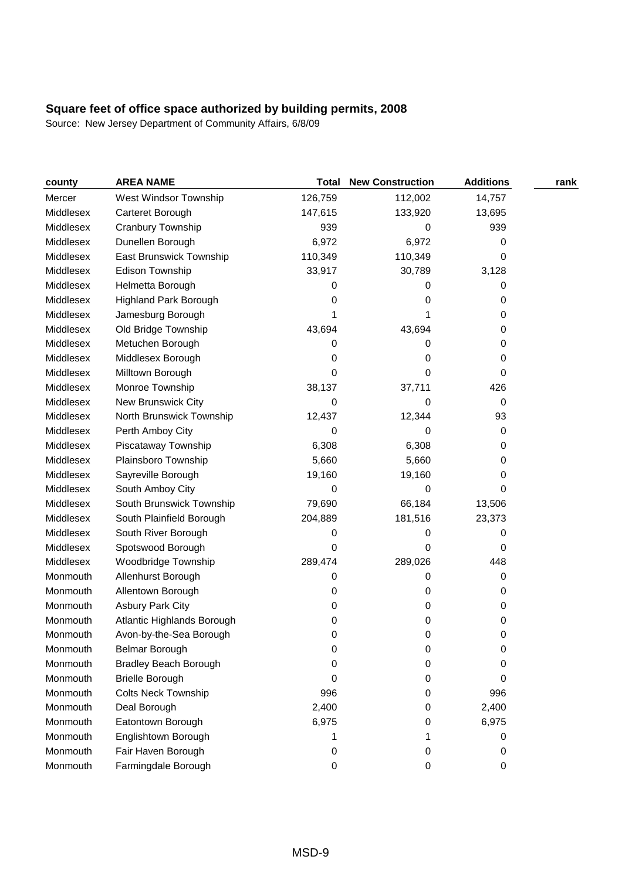## Square feet of office space authorized by building permits, 2008

Source: New Jersey Department of Community Affairs, 6/8/09

| county | AREA NAME | Total | New Construction | Additions | rank |
|---|---|---|---|---|---|
| Mercer | West Windsor Township | 126,759 | 112,002 | 14,757 | |
| Middlesex | Carteret Borough | 147,615 | 133,920 | 13,695 | |
| Middlesex | Cranbury Township | 939 | 0 | 939 | |
| Middlesex | Dunellen Borough | 6,972 | 6,972 | 0 | |
| Middlesex | East Brunswick Township | 110,349 | 110,349 | 0 | |
| Middlesex | Edison Township | 33,917 | 30,789 | 3,128 | |
| Middlesex | Helmetta Borough | 0 | 0 | 0 | |
| Middlesex | Highland Park Borough | 0 | 0 | 0 | |
| Middlesex | Jamesburg Borough | 1 | 1 | 0 | |
| Middlesex | Old Bridge Township | 43,694 | 43,694 | 0 | |
| Middlesex | Metuchen Borough | 0 | 0 | 0 | |
| Middlesex | Middlesex Borough | 0 | 0 | 0 | |
| Middlesex | Milltown Borough | 0 | 0 | 0 | |
| Middlesex | Monroe Township | 38,137 | 37,711 | 426 | |
| Middlesex | New Brunswick City | 0 | 0 | 0 | |
| Middlesex | North Brunswick Township | 12,437 | 12,344 | 93 | |
| Middlesex | Perth Amboy City | 0 | 0 | 0 | |
| Middlesex | Piscataway Township | 6,308 | 6,308 | 0 | |
| Middlesex | Plainsboro Township | 5,660 | 5,660 | 0 | |
| Middlesex | Sayreville Borough | 19,160 | 19,160 | 0 | |
| Middlesex | South Amboy City | 0 | 0 | 0 | |
| Middlesex | South Brunswick Township | 79,690 | 66,184 | 13,506 | |
| Middlesex | South Plainfield Borough | 204,889 | 181,516 | 23,373 | |
| Middlesex | South River Borough | 0 | 0 | 0 | |
| Middlesex | Spotswood Borough | 0 | 0 | 0 | |
| Middlesex | Woodbridge Township | 289,474 | 289,026 | 448 | |
| Monmouth | Allenhurst Borough | 0 | 0 | 0 | |
| Monmouth | Allentown Borough | 0 | 0 | 0 | |
| Monmouth | Asbury Park City | 0 | 0 | 0 | |
| Monmouth | Atlantic Highlands Borough | 0 | 0 | 0 | |
| Monmouth | Avon-by-the-Sea Borough | 0 | 0 | 0 | |
| Monmouth | Belmar Borough | 0 | 0 | 0 | |
| Monmouth | Bradley Beach Borough | 0 | 0 | 0 | |
| Monmouth | Brielle Borough | 0 | 0 | 0 | |
| Monmouth | Colts Neck Township | 996 | 0 | 996 | |
| Monmouth | Deal Borough | 2,400 | 0 | 2,400 | |
| Monmouth | Eatontown Borough | 6,975 | 0 | 6,975 | |
| Monmouth | Englishtown Borough | 1 | 1 | 0 | |
| Monmouth | Fair Haven Borough | 0 | 0 | 0 | |
| Monmouth | Farmingdale Borough | 0 | 0 | 0 | |

MSD-9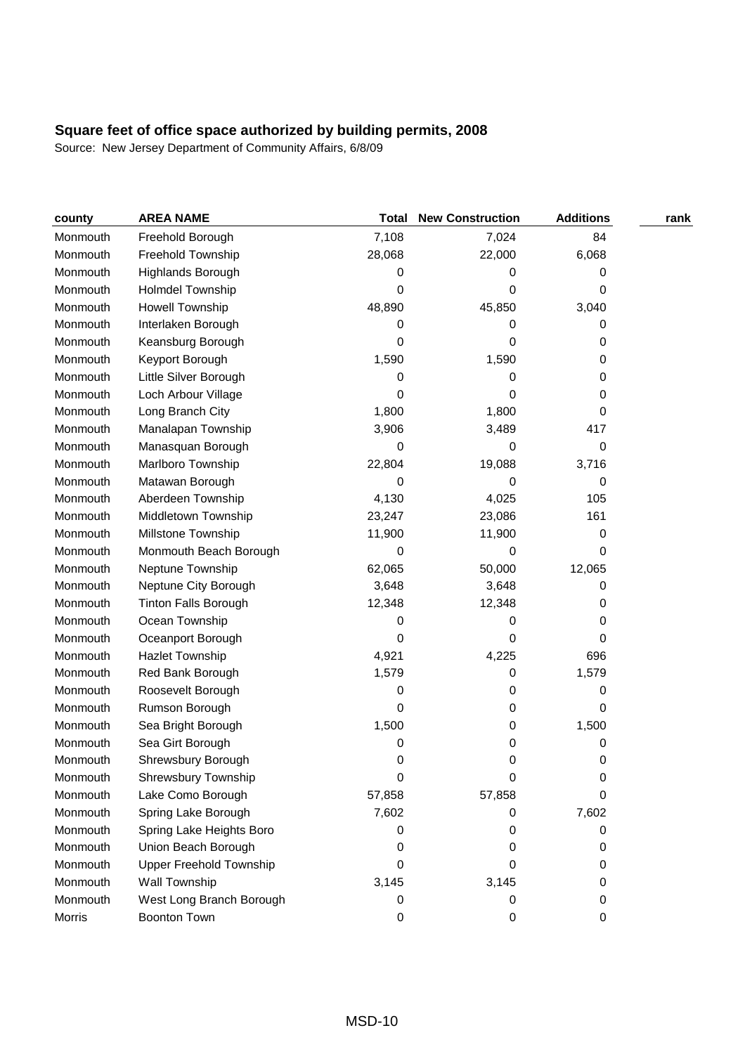**Square feet of office space authorized by building permits, 2008**

Source: New Jersey Department of Community Affairs, 6/8/09

| county | AREA NAME | Total | New Construction | Additions | rank |
|---|---|---|---|---|---|
| Monmouth | Freehold Borough | 7,108 | 7,024 | 84 | |
| Monmouth | Freehold Township | 28,068 | 22,000 | 6,068 | |
| Monmouth | Highlands Borough | 0 | 0 | 0 | |
| Monmouth | Holmdel Township | 0 | 0 | 0 | |
| Monmouth | Howell Township | 48,890 | 45,850 | 3,040 | |
| Monmouth | Interlaken Borough | 0 | 0 | 0 | |
| Monmouth | Keansburg Borough | 0 | 0 | 0 | |
| Monmouth | Keyport Borough | 1,590 | 1,590 | 0 | |
| Monmouth | Little Silver Borough | 0 | 0 | 0 | |
| Monmouth | Loch Arbour Village | 0 | 0 | 0 | |
| Monmouth | Long Branch City | 1,800 | 1,800 | 0 | |
| Monmouth | Manalapan Township | 3,906 | 3,489 | 417 | |
| Monmouth | Manasquan Borough | 0 | 0 | 0 | |
| Monmouth | Marlboro Township | 22,804 | 19,088 | 3,716 | |
| Monmouth | Matawan Borough | 0 | 0 | 0 | |
| Monmouth | Aberdeen Township | 4,130 | 4,025 | 105 | |
| Monmouth | Middletown Township | 23,247 | 23,086 | 161 | |
| Monmouth | Millstone Township | 11,900 | 11,900 | 0 | |
| Monmouth | Monmouth Beach Borough | 0 | 0 | 0 | |
| Monmouth | Neptune Township | 62,065 | 50,000 | 12,065 | |
| Monmouth | Neptune City Borough | 3,648 | 3,648 | 0 | |
| Monmouth | Tinton Falls Borough | 12,348 | 12,348 | 0 | |
| Monmouth | Ocean Township | 0 | 0 | 0 | |
| Monmouth | Oceanport Borough | 0 | 0 | 0 | |
| Monmouth | Hazlet Township | 4,921 | 4,225 | 696 | |
| Monmouth | Red Bank Borough | 1,579 | 0 | 1,579 | |
| Monmouth | Roosevelt Borough | 0 | 0 | 0 | |
| Monmouth | Rumson Borough | 0 | 0 | 0 | |
| Monmouth | Sea Bright Borough | 1,500 | 0 | 1,500 | |
| Monmouth | Sea Girt Borough | 0 | 0 | 0 | |
| Monmouth | Shrewsbury Borough | 0 | 0 | 0 | |
| Monmouth | Shrewsbury Township | 0 | 0 | 0 | |
| Monmouth | Lake Como Borough | 57,858 | 57,858 | 0 | |
| Monmouth | Spring Lake Borough | 7,602 | 0 | 7,602 | |
| Monmouth | Spring Lake Heights Boro | 0 | 0 | 0 | |
| Monmouth | Union Beach Borough | 0 | 0 | 0 | |
| Monmouth | Upper Freehold Township | 0 | 0 | 0 | |
| Monmouth | Wall Township | 3,145 | 3,145 | 0 | |
| Monmouth | West Long Branch Borough | 0 | 0 | 0 | |
| Morris | Boonton Town | 0 | 0 | 0 | |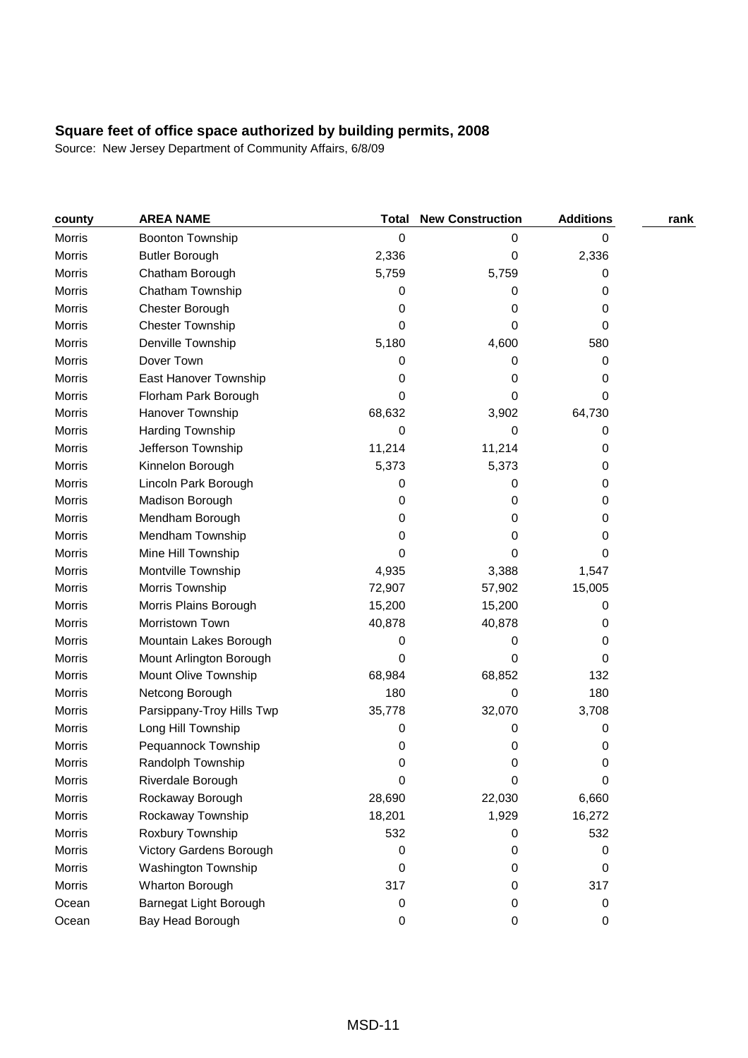**Square feet of office space authorized by building permits, 2008**

Source: New Jersey Department of Community Affairs, 6/8/09

| county | AREA NAME | Total | New Construction | Additions | rank |
|---|---|---|---|---|---|
| Morris | Boonton Township | 0 | 0 | 0 | |
| Morris | Butler Borough | 2,336 | 0 | 2,336 | |
| Morris | Chatham Borough | 5,759 | 5,759 | 0 | |
| Morris | Chatham Township | 0 | 0 | 0 | |
| Morris | Chester Borough | 0 | 0 | 0 | |
| Morris | Chester Township | 0 | 0 | 0 | |
| Morris | Denville Township | 5,180 | 4,600 | 580 | |
| Morris | Dover Town | 0 | 0 | 0 | |
| Morris | East Hanover Township | 0 | 0 | 0 | |
| Morris | Florham Park Borough | 0 | 0 | 0 | |
| Morris | Hanover Township | 68,632 | 3,902 | 64,730 | |
| Morris | Harding Township | 0 | 0 | 0 | |
| Morris | Jefferson Township | 11,214 | 11,214 | 0 | |
| Morris | Kinnelon Borough | 5,373 | 5,373 | 0 | |
| Morris | Lincoln Park Borough | 0 | 0 | 0 | |
| Morris | Madison Borough | 0 | 0 | 0 | |
| Morris | Mendham Borough | 0 | 0 | 0 | |
| Morris | Mendham Township | 0 | 0 | 0 | |
| Morris | Mine Hill Township | 0 | 0 | 0 | |
| Morris | Montville Township | 4,935 | 3,388 | 1,547 | |
| Morris | Morris Township | 72,907 | 57,902 | 15,005 | |
| Morris | Morris Plains Borough | 15,200 | 15,200 | 0 | |
| Morris | Morristown Town | 40,878 | 40,878 | 0 | |
| Morris | Mountain Lakes Borough | 0 | 0 | 0 | |
| Morris | Mount Arlington Borough | 0 | 0 | 0 | |
| Morris | Mount Olive Township | 68,984 | 68,852 | 132 | |
| Morris | Netcong Borough | 180 | 0 | 180 | |
| Morris | Parsippany-Troy Hills Twp | 35,778 | 32,070 | 3,708 | |
| Morris | Long Hill Township | 0 | 0 | 0 | |
| Morris | Pequannock Township | 0 | 0 | 0 | |
| Morris | Randolph Township | 0 | 0 | 0 | |
| Morris | Riverdale Borough | 0 | 0 | 0 | |
| Morris | Rockaway Borough | 28,690 | 22,030 | 6,660 | |
| Morris | Rockaway Township | 18,201 | 1,929 | 16,272 | |
| Morris | Roxbury Township | 532 | 0 | 532 | |
| Morris | Victory Gardens Borough | 0 | 0 | 0 | |
| Morris | Washington Township | 0 | 0 | 0 | |
| Morris | Wharton Borough | 317 | 0 | 317 | |
| Ocean | Barnegat Light Borough | 0 | 0 | 0 | |
| Ocean | Bay Head Borough | 0 | 0 | 0 | |

MSD-11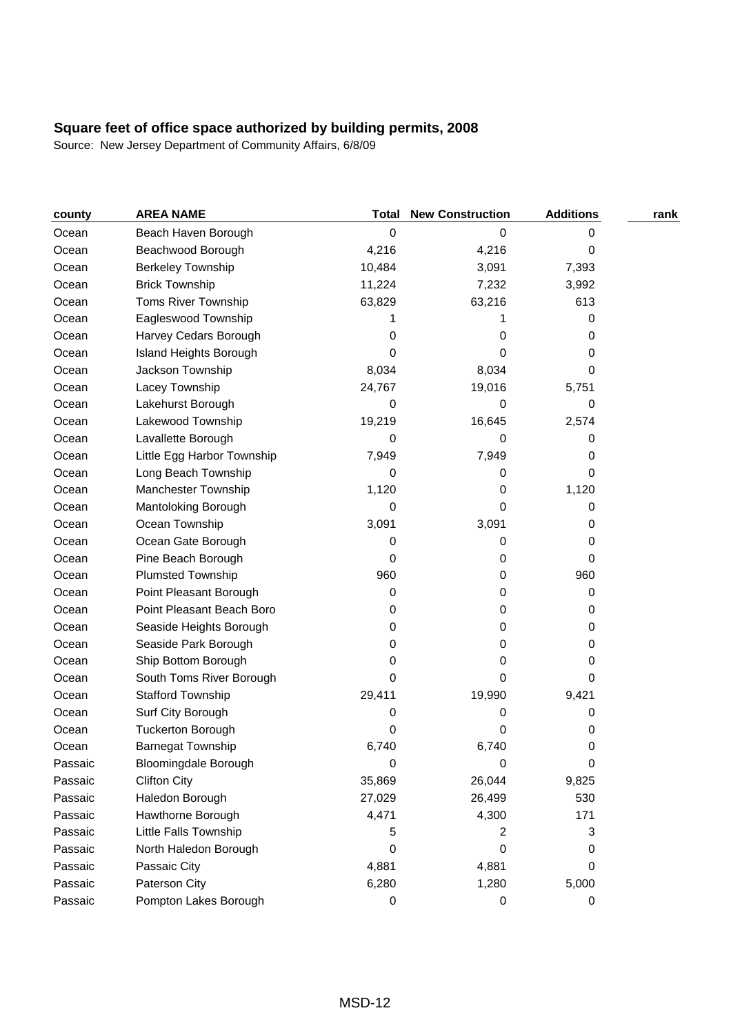**Square feet of office space authorized by building permits, 2008**

Source: New Jersey Department of Community Affairs, 6/8/09

| county | AREA NAME | Total | New Construction | Additions | rank |
|---|---|---|---|---|---|
| Ocean | Beach Haven Borough | 0 | 0 | 0 | |
| Ocean | Beachwood Borough | 4,216 | 4,216 | 0 | |
| Ocean | Berkeley Township | 10,484 | 3,091 | 7,393 | |
| Ocean | Brick Township | 11,224 | 7,232 | 3,992 | |
| Ocean | Toms River Township | 63,829 | 63,216 | 613 | |
| Ocean | Eagleswood Township | 1 | 1 | 0 | |
| Ocean | Harvey Cedars Borough | 0 | 0 | 0 | |
| Ocean | Island Heights Borough | 0 | 0 | 0 | |
| Ocean | Jackson Township | 8,034 | 8,034 | 0 | |
| Ocean | Lacey Township | 24,767 | 19,016 | 5,751 | |
| Ocean | Lakehurst Borough | 0 | 0 | 0 | |
| Ocean | Lakewood Township | 19,219 | 16,645 | 2,574 | |
| Ocean | Lavallette Borough | 0 | 0 | 0 | |
| Ocean | Little Egg Harbor Township | 7,949 | 7,949 | 0 | |
| Ocean | Long Beach Township | 0 | 0 | 0 | |
| Ocean | Manchester Township | 1,120 | 0 | 1,120 | |
| Ocean | Mantoloking Borough | 0 | 0 | 0 | |
| Ocean | Ocean Township | 3,091 | 3,091 | 0 | |
| Ocean | Ocean Gate Borough | 0 | 0 | 0 | |
| Ocean | Pine Beach Borough | 0 | 0 | 0 | |
| Ocean | Plumsted Township | 960 | 0 | 960 | |
| Ocean | Point Pleasant Borough | 0 | 0 | 0 | |
| Ocean | Point Pleasant Beach Boro | 0 | 0 | 0 | |
| Ocean | Seaside Heights Borough | 0 | 0 | 0 | |
| Ocean | Seaside Park Borough | 0 | 0 | 0 | |
| Ocean | Ship Bottom Borough | 0 | 0 | 0 | |
| Ocean | South Toms River Borough | 0 | 0 | 0 | |
| Ocean | Stafford Township | 29,411 | 19,990 | 9,421 | |
| Ocean | Surf City Borough | 0 | 0 | 0 | |
| Ocean | Tuckerton Borough | 0 | 0 | 0 | |
| Ocean | Barnegat Township | 6,740 | 6,740 | 0 | |
| Passaic | Bloomingdale Borough | 0 | 0 | 0 | |
| Passaic | Clifton City | 35,869 | 26,044 | 9,825 | |
| Passaic | Haledon Borough | 27,029 | 26,499 | 530 | |
| Passaic | Hawthorne Borough | 4,471 | 4,300 | 171 | |
| Passaic | Little Falls Township | 5 | 2 | 3 | |
| Passaic | North Haledon Borough | 0 | 0 | 0 | |
| Passaic | Passaic City | 4,881 | 4,881 | 0 | |
| Passaic | Paterson City | 6,280 | 1,280 | 5,000 | |
| Passaic | Pompton Lakes Borough | 0 | 0 | 0 | |

MSD-12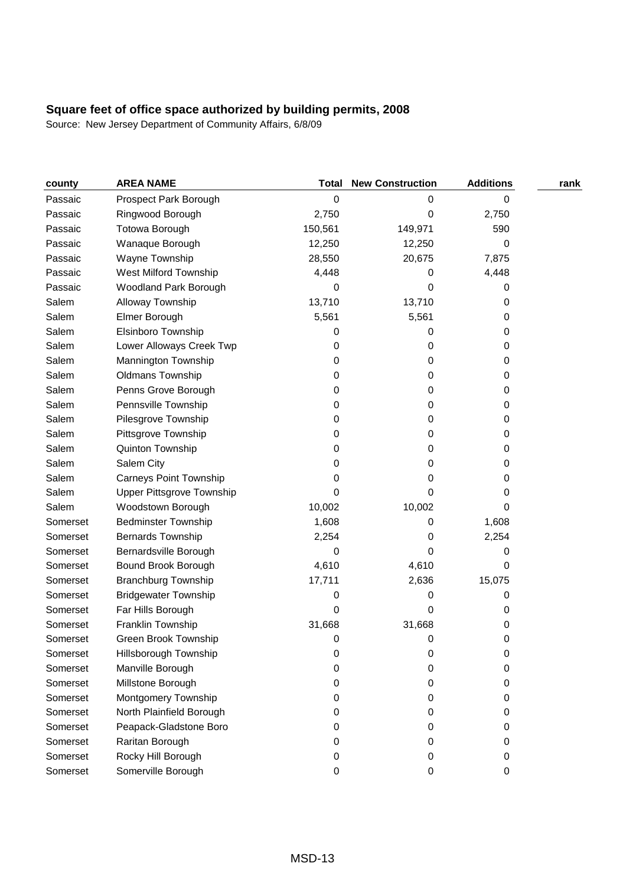**Square feet of office space authorized by building permits, 2008**

Source: New Jersey Department of Community Affairs, 6/8/09

| county | AREA NAME | Total | New Construction | Additions | rank |
|---|---|---|---|---|---|
| Passaic | Prospect Park Borough | 0 | 0 | 0 | |
| Passaic | Ringwood Borough | 2,750 | 0 | 2,750 | |
| Passaic | Totowa Borough | 150,561 | 149,971 | 590 | |
| Passaic | Wanaque Borough | 12,250 | 12,250 | 0 | |
| Passaic | Wayne Township | 28,550 | 20,675 | 7,875 | |
| Passaic | West Milford Township | 4,448 | 0 | 4,448 | |
| Passaic | Woodland Park Borough | 0 | 0 | 0 | |
| Salem | Alloway Township | 13,710 | 13,710 | 0 | |
| Salem | Elmer Borough | 5,561 | 5,561 | 0 | |
| Salem | Elsinboro Township | 0 | 0 | 0 | |
| Salem | Lower Alloways Creek Twp | 0 | 0 | 0 | |
| Salem | Mannington Township | 0 | 0 | 0 | |
| Salem | Oldmans Township | 0 | 0 | 0 | |
| Salem | Penns Grove Borough | 0 | 0 | 0 | |
| Salem | Pennsville Township | 0 | 0 | 0 | |
| Salem | Pilesgrove Township | 0 | 0 | 0 | |
| Salem | Pittsgrove Township | 0 | 0 | 0 | |
| Salem | Quinton Township | 0 | 0 | 0 | |
| Salem | Salem City | 0 | 0 | 0 | |
| Salem | Carneys Point Township | 0 | 0 | 0 | |
| Salem | Upper Pittsgrove Township | 0 | 0 | 0 | |
| Salem | Woodstown Borough | 10,002 | 10,002 | 0 | |
| Somerset | Bedminster Township | 1,608 | 0 | 1,608 | |
| Somerset | Bernards Township | 2,254 | 0 | 2,254 | |
| Somerset | Bernardsville Borough | 0 | 0 | 0 | |
| Somerset | Bound Brook Borough | 4,610 | 4,610 | 0 | |
| Somerset | Branchburg Township | 17,711 | 2,636 | 15,075 | |
| Somerset | Bridgewater Township | 0 | 0 | 0 | |
| Somerset | Far Hills Borough | 0 | 0 | 0 | |
| Somerset | Franklin Township | 31,668 | 31,668 | 0 | |
| Somerset | Green Brook Township | 0 | 0 | 0 | |
| Somerset | Hillsborough Township | 0 | 0 | 0 | |
| Somerset | Manville Borough | 0 | 0 | 0 | |
| Somerset | Millstone Borough | 0 | 0 | 0 | |
| Somerset | Montgomery Township | 0 | 0 | 0 | |
| Somerset | North Plainfield Borough | 0 | 0 | 0 | |
| Somerset | Peapack-Gladstone Boro | 0 | 0 | 0 | |
| Somerset | Raritan Borough | 0 | 0 | 0 | |
| Somerset | Rocky Hill Borough | 0 | 0 | 0 | |
| Somerset | Somerville Borough | 0 | 0 | 0 | |

MSD-13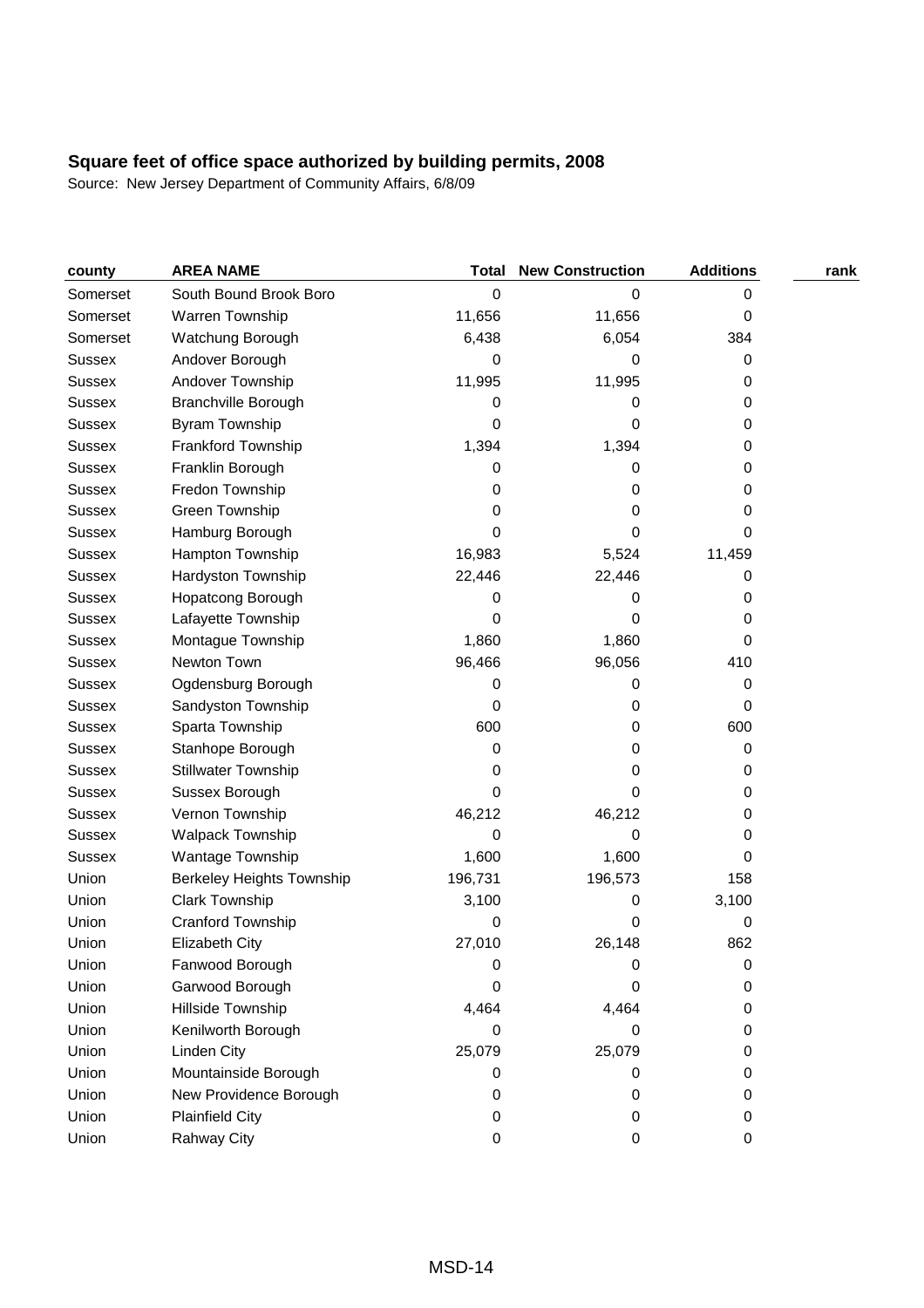# Square feet of office space authorized by building permits, 2008

Source: New Jersey Department of Community Affairs, 6/8/09

| county | AREA NAME | Total | New Construction | Additions | rank |
|---|---|---|---|---|---|
| Somerset | South Bound Brook Boro | 0 | 0 | 0 | |
| Somerset | Warren Township | 11,656 | 11,656 | 0 | |
| Somerset | Watchung Borough | 6,438 | 6,054 | 384 | |
| Sussex | Andover Borough | 0 | 0 | 0 | |
| Sussex | Andover Township | 11,995 | 11,995 | 0 | |
| Sussex | Branchville Borough | 0 | 0 | 0 | |
| Sussex | Byram Township | 0 | 0 | 0 | |
| Sussex | Frankford Township | 1,394 | 1,394 | 0 | |
| Sussex | Franklin Borough | 0 | 0 | 0 | |
| Sussex | Fredon Township | 0 | 0 | 0 | |
| Sussex | Green Township | 0 | 0 | 0 | |
| Sussex | Hamburg Borough | 0 | 0 | 0 | |
| Sussex | Hampton Township | 16,983 | 5,524 | 11,459 | |
| Sussex | Hardyston Township | 22,446 | 22,446 | 0 | |
| Sussex | Hopatcong Borough | 0 | 0 | 0 | |
| Sussex | Lafayette Township | 0 | 0 | 0 | |
| Sussex | Montague Township | 1,860 | 1,860 | 0 | |
| Sussex | Newton Town | 96,466 | 96,056 | 410 | |
| Sussex | Ogdensburg Borough | 0 | 0 | 0 | |
| Sussex | Sandyston Township | 0 | 0 | 0 | |
| Sussex | Sparta Township | 600 | 0 | 600 | |
| Sussex | Stanhope Borough | 0 | 0 | 0 | |
| Sussex | Stillwater Township | 0 | 0 | 0 | |
| Sussex | Sussex Borough | 0 | 0 | 0 | |
| Sussex | Vernon Township | 46,212 | 46,212 | 0 | |
| Sussex | Walpack Township | 0 | 0 | 0 | |
| Sussex | Wantage Township | 1,600 | 1,600 | 0 | |
| Union | Berkeley Heights Township | 196,731 | 196,573 | 158 | |
| Union | Clark Township | 3,100 | 0 | 3,100 | |
| Union | Cranford Township | 0 | 0 | 0 | |
| Union | Elizabeth City | 27,010 | 26,148 | 862 | |
| Union | Fanwood Borough | 0 | 0 | 0 | |
| Union | Garwood Borough | 0 | 0 | 0 | |
| Union | Hillside Township | 4,464 | 4,464 | 0 | |
| Union | Kenilworth Borough | 0 | 0 | 0 | |
| Union | Linden City | 25,079 | 25,079 | 0 | |
| Union | Mountainside Borough | 0 | 0 | 0 | |
| Union | New Providence Borough | 0 | 0 | 0 | |
| Union | Plainfield City | 0 | 0 | 0 | |
| Union | Rahway City | 0 | 0 | 0 | |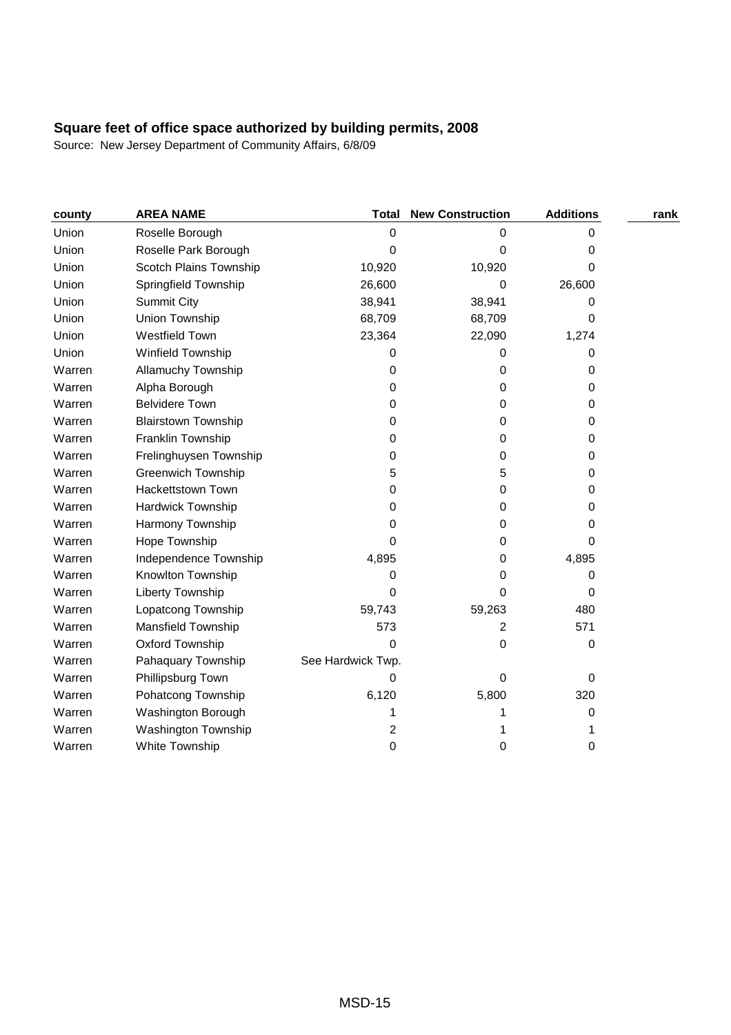**Square feet of office space authorized by building permits, 2008**

Source: New Jersey Department of Community Affairs, 6/8/09

| county | AREA NAME | Total | New Construction | Additions | rank |
|---|---|---|---|---|---|
| Union | Roselle Borough | 0 | 0 | 0 | |
| Union | Roselle Park Borough | 0 | 0 | 0 | |
| Union | Scotch Plains Township | 10,920 | 10,920 | 0 | |
| Union | Springfield Township | 26,600 | 0 | 26,600 | |
| Union | Summit City | 38,941 | 38,941 | 0 | |
| Union | Union Township | 68,709 | 68,709 | 0 | |
| Union | Westfield Town | 23,364 | 22,090 | 1,274 | |
| Union | Winfield Township | 0 | 0 | 0 | |
| Warren | Allamuchy Township | 0 | 0 | 0 | |
| Warren | Alpha Borough | 0 | 0 | 0 | |
| Warren | Belvidere Town | 0 | 0 | 0 | |
| Warren | Blairstown Township | 0 | 0 | 0 | |
| Warren | Franklin Township | 0 | 0 | 0 | |
| Warren | Frelinghuysen Township | 0 | 0 | 0 | |
| Warren | Greenwich Township | 5 | 5 | 0 | |
| Warren | Hackettstown Town | 0 | 0 | 0 | |
| Warren | Hardwick Township | 0 | 0 | 0 | |
| Warren | Harmony Township | 0 | 0 | 0 | |
| Warren | Hope Township | 0 | 0 | 0 | |
| Warren | Independence Township | 4,895 | 0 | 4,895 | |
| Warren | Knowlton Township | 0 | 0 | 0 | |
| Warren | Liberty Township | 0 | 0 | 0 | |
| Warren | Lopatcong Township | 59,743 | 59,263 | 480 | |
| Warren | Mansfield Township | 573 | 2 | 571 | |
| Warren | Oxford Township | 0 | 0 | 0 | |
| Warren | Pahaquary Township | See Hardwick Twp. | | | |
| Warren | Phillipsburg Town | 0 | 0 | 0 | |
| Warren | Pohatcong Township | 6,120 | 5,800 | 320 | |
| Warren | Washington Borough | 1 | 1 | 0 | |
| Warren | Washington Township | 2 | 1 | 1 | |
| Warren | White Township | 0 | 0 | 0 | |

MSD-15